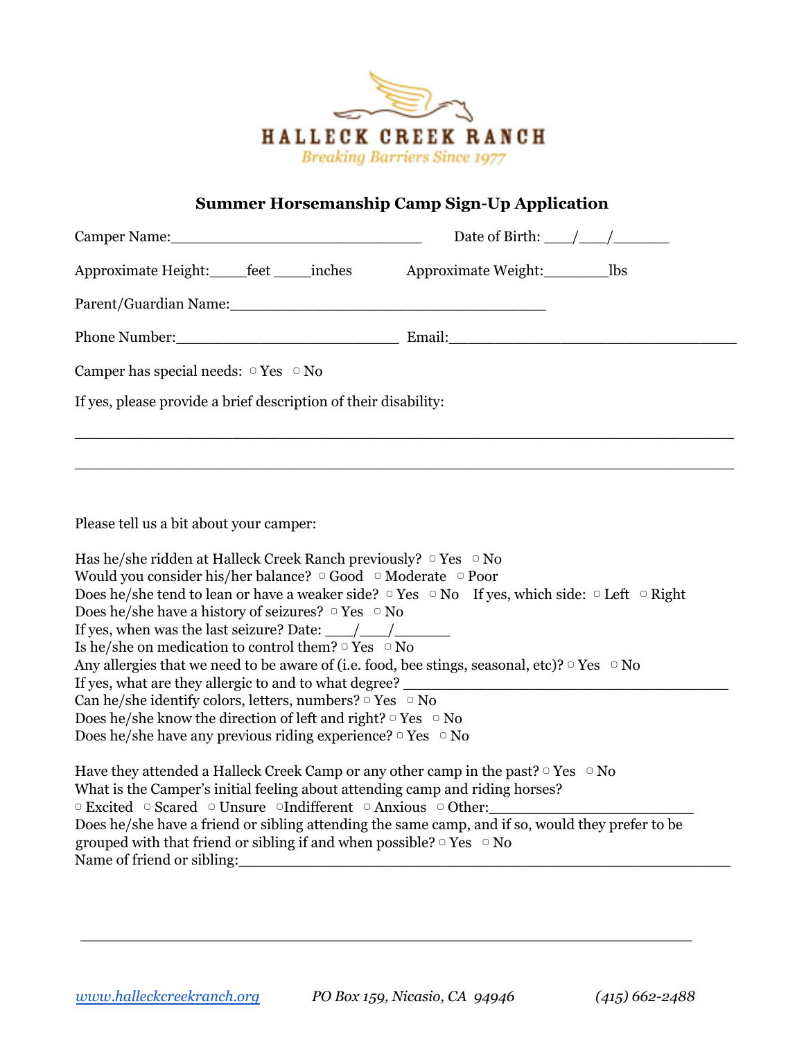HALLECK CREEK RANCH

*Breaking Barriers Since 1977*

## Summer Horsemanship Camp Sign-Up Application

Camper Name:______________________________ Date of Birth: ___/___/______

Approximate Height:____feet ____inches Approximate Weight:_______lbs

Parent/Guardian Name:_____________________________________

Phone Number:__________________________ Email:__________________________________

Camper has special needs: ▢ Yes ▢ No

If yes, please provide a brief description of their disability:

_______________________________________________________________________________

_______________________________________________________________________________

Please tell us a bit about your camper:

Has he/she ridden at Halleck Creek Ranch previously? ▢ Yes ▢ No
Would you consider his/her balance? ▢ Good ▢ Moderate ▢ Poor
Does he/she tend to lean or have a weaker side? ▢ Yes ▢ No If yes, which side: ▢ Left ▢ Right
Does he/she have a history of seizures? ▢ Yes ▢ No
If yes, when was the last seizure? Date: ___/___/______
Is he/she on medication to control them? ▢ Yes ▢ No
Any allergies that we need to be aware of (i.e. food, bee stings, seasonal, etc)? ▢ Yes ▢ No
If yes, what are they allergic to and to what degree? ____________________________________
Can he/she identify colors, letters, numbers? ▢ Yes ▢ No
Does he/she know the direction of left and right? ▢ Yes ▢ No
Does he/she have any previous riding experience? ▢ Yes ▢ No

Have they attended a Halleck Creek Camp or any other camp in the past? ▢ Yes ▢ No
What is the Camper's initial feeling about attending camp and riding horses?
▢ Excited ▢ Scared ▢ Unsure ▢ Indifferent ▢ Anxious ▢ Other:_______________________
Does he/she have a friend or sibling attending the same camp, and if so, would they prefer to be grouped with that friend or sibling if and when possible? ▢ Yes ▢ No
Name of friend or sibling:______________________________________________________

www.halleckcreekranch.org PO Box 159, Nicasio, CA 94946 (415) 662-2488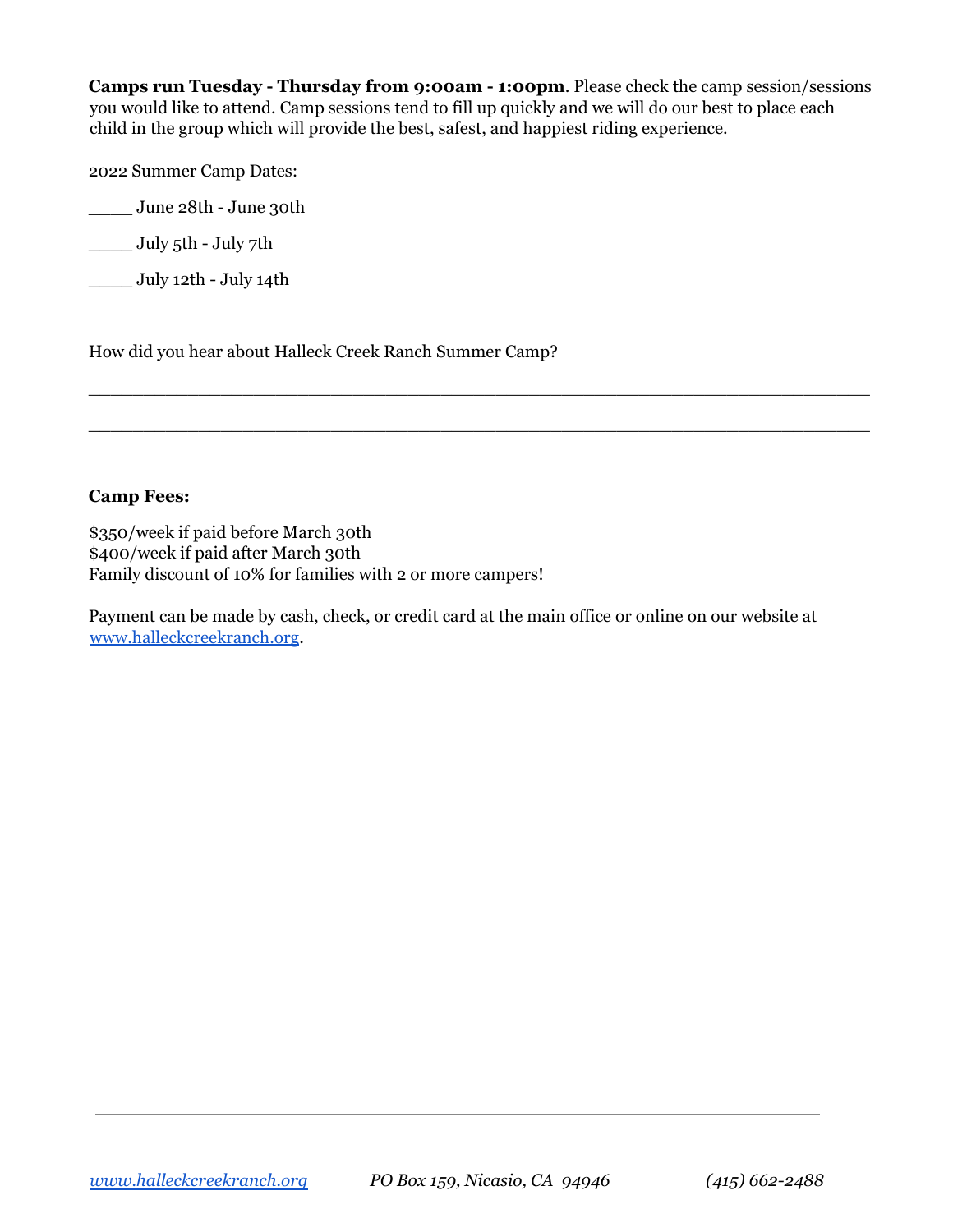**Camps run Tuesday - Thursday from 9:00am - 1:00pm**. Please check the camp session/sessions you would like to attend. Camp sessions tend to fill up quickly and we will do our best to place each child in the group which will provide the best, safest, and happiest riding experience.

2022 Summer Camp Dates:

____ June 28th - June 30th

____ July 5th - July 7th

____ July 12th - July 14th

How did you hear about Halleck Creek Ranch Summer Camp?

___________________________________________________________________________

___________________________________________________________________________

**Camp Fees:**

$350/week if paid before March 30th
$400/week if paid after March 30th
Family discount of 10% for families with 2 or more campers!

Payment can be made by cash, check, or credit card at the main office or online on our website at www.halleckcreekranch.org.

*www.halleckcreekranch.org* *PO Box 159, Nicasio, CA 94946* *(415) 662-2488*